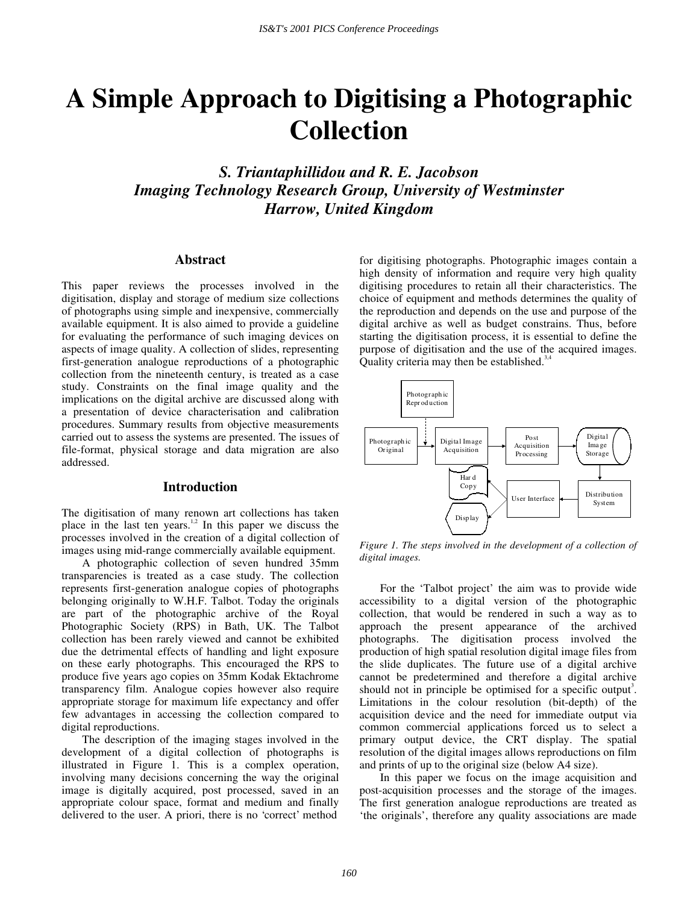# A Simple Approach to Digitising a Photographic Collection

***S. Triantaphillidou and R. E. Jacobson***
***Imaging Technology Research Group, University of Westminster***
***Harrow, United Kingdom***

## Abstract

This paper reviews the processes involved in the digitisation, display and storage of medium size collections of photographs using simple and inexpensive, commercially available equipment. It is also aimed to provide a guideline for evaluating the performance of such imaging devices on aspects of image quality. A collection of slides, representing first-generation analogue reproductions of a photographic collection from the nineteenth century, is treated as a case study. Constraints on the final image quality and the implications on the digital archive are discussed along with a presentation of device characterisation and calibration procedures. Summary results from objective measurements carried out to assess the systems are presented. The issues of file-format, physical storage and data migration are also addressed.

## Introduction

The digitisation of many renown art collections has taken place in the last ten years.[1,2] In this paper we discuss the processes involved in the creation of a digital collection of images using mid-range commercially available equipment.

A photographic collection of seven hundred 35mm transparencies is treated as a case study. The collection represents first-generation analogue copies of photographs belonging originally to W.H.F. Talbot. Today the originals are part of the photographic archive of the Royal Photographic Society (RPS) in Bath, UK. The Talbot collection has been rarely viewed and cannot be exhibited due the detrimental effects of handling and light exposure on these early photographs. This encouraged the RPS to produce five years ago copies on 35mm Kodak Ektachrome transparency film. Analogue copies however also require appropriate storage for maximum life expectancy and offer few advantages in accessing the collection compared to digital reproductions.

The description of the imaging stages involved in the development of a digital collection of photographs is illustrated in Figure 1. This is a complex operation, involving many decisions concerning the way the original image is digitally acquired, post processed, saved in an appropriate colour space, format and medium and finally delivered to the user. A priori, there is no 'correct' method for digitising photographs. Photographic images contain a high density of information and require very high quality digitising procedures to retain all their characteristics. The choice of equipment and methods determines the quality of the reproduction and depends on the use and purpose of the digital archive as well as budget constrains. Thus, before starting the digitisation process, it is essential to define the purpose of digitisation and the use of the acquired images. Quality criteria may then be established.[3,4]

Photographic Reproduction → Digital Image Acquisition; Photographic Original → Digital Image Acquisition → Post Acquisition Processing → Digital Image Storage → Distribution System → User Interface → Hard Copy / Display

*Figure 1. The steps involved in the development of a collection of digital images.*

For the 'Talbot project' the aim was to provide wide accessibility to a digital version of the photographic collection, that would be rendered in such a way as to approach the present appearance of the archived photographs. The digitisation process involved the production of high spatial resolution digital image files from the slide duplicates. The future use of a digital archive cannot be predetermined and therefore a digital archive should not in principle be optimised for a specific output[3]. Limitations in the colour resolution (bit-depth) of the acquisition device and the need for immediate output via common commercial applications forced us to select a primary output device, the CRT display. The spatial resolution of the digital images allows reproductions on film and prints of up to the original size (below A4 size).

In this paper we focus on the image acquisition and post-acquisition processes and the storage of the images. The first generation analogue reproductions are treated as 'the originals', therefore any quality associations are made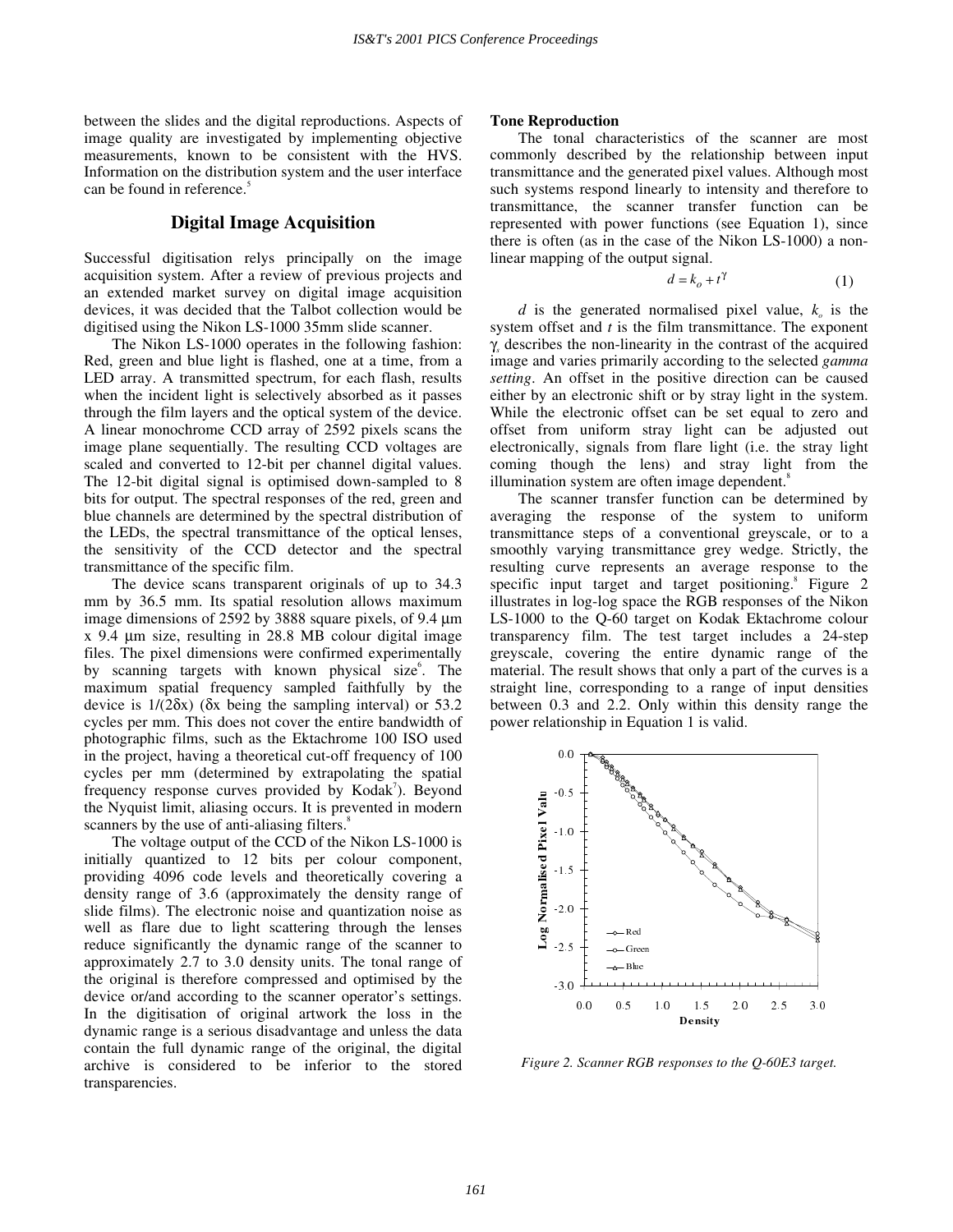between the slides and the digital reproductions. Aspects of image quality are investigated by implementing objective measurements, known to be consistent with the HVS. Information on the distribution system and the user interface can be found in reference.[5]

## Digital Image Acquisition

Successful digitisation relys principally on the image acquisition system. After a review of previous projects and an extended market survey on digital image acquisition devices, it was decided that the Talbot collection would be digitised using the Nikon LS-1000 35mm slide scanner.

The Nikon LS-1000 operates in the following fashion: Red, green and blue light is flashed, one at a time, from a LED array. A transmitted spectrum, for each flash, results when the incident light is selectively absorbed as it passes through the film layers and the optical system of the device. A linear monochrome CCD array of 2592 pixels scans the image plane sequentially. The resulting CCD voltages are scaled and converted to 12-bit per channel digital values. The 12-bit digital signal is optimised down-sampled to 8 bits for output. The spectral responses of the red, green and blue channels are determined by the spectral distribution of the LEDs, the spectral transmittance of the optical lenses, the sensitivity of the CCD detector and the spectral transmittance of the specific film.

The device scans transparent originals of up to 34.3 mm by 36.5 mm. Its spatial resolution allows maximum image dimensions of 2592 by 3888 square pixels, of 9.4 µm x 9.4 µm size, resulting in 28.8 MB colour digital image files. The pixel dimensions were confirmed experimentally by scanning targets with known physical size[6]. The maximum spatial frequency sampled faithfully by the device is $1/(2\delta x)$ ($\delta x$ being the sampling interval) or 53.2 cycles per mm. This does not cover the entire bandwidth of photographic films, such as the Ektachrome 100 ISO used in the project, having a theoretical cut-off frequency of 100 cycles per mm (determined by extrapolating the spatial frequency response curves provided by Kodak[7]). Beyond the Nyquist limit, aliasing occurs. It is prevented in modern scanners by the use of anti-aliasing filters.[8]

The voltage output of the CCD of the Nikon LS-1000 is initially quantized to 12 bits per colour component, providing 4096 code levels and theoretically covering a density range of 3.6 (approximately the density range of slide films). The electronic noise and quantization noise as well as flare due to light scattering through the lenses reduce significantly the dynamic range of the scanner to approximately 2.7 to 3.0 density units. The tonal range of the original is therefore compressed and optimised by the device or/and according to the scanner operator's settings. In the digitisation of original artwork the loss in the dynamic range is a serious disadvantage and unless the data contain the full dynamic range of the original, the digital archive is considered to be inferior to the stored transparencies.

### Tone Reproduction

The tonal characteristics of the scanner are most commonly described by the relationship between input transmittance and the generated pixel values. Although most such systems respond linearly to intensity and therefore to transmittance, the scanner transfer function can be represented with power functions (see Equation 1), since there is often (as in the case of the Nikon LS-1000) a non-linear mapping of the output signal.

$$d = k_o + t^{\gamma} \tag{1}$$

$d$ is the generated normalised pixel value, $k_o$ is the system offset and $t$ is the film transmittance. The exponent $\gamma_s$ describes the non-linearity in the contrast of the acquired image and varies primarily according to the selected *gamma setting*. An offset in the positive direction can be caused either by an electronic shift or by stray light in the system. While the electronic offset can be set equal to zero and offset from uniform stray light can be adjusted out electronically, signals from flare light (i.e. the stray light coming though the lens) and stray light from the illumination system are often image dependent.[8]

The scanner transfer function can be determined by averaging the response of the system to uniform transmittance steps of a conventional greyscale, or to a smoothly varying transmittance grey wedge. Strictly, the resulting curve represents an average response to the specific input target and target positioning.[8] Figure 2 illustrates in log-log space the RGB responses of the Nikon LS-1000 to the Q-60 target on Kodak Ektachrome colour transparency film. The test target includes a 24-step greyscale, covering the entire dynamic range of the material. The result shows that only a part of the curves is a straight line, corresponding to a range of input densities between 0.3 and 2.2. Only within this density range the power relationship in Equation 1 is valid.

*Figure 2. Scanner RGB responses to the Q-60E3 target.*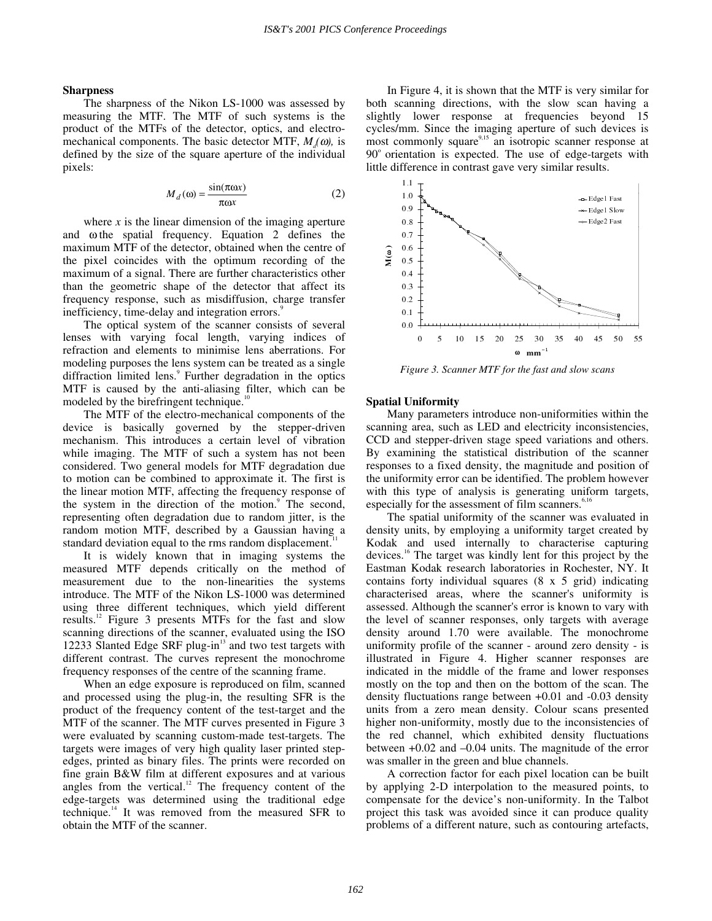## Sharpness

The sharpness of the Nikon LS-1000 was assessed by measuring the MTF. The MTF of such systems is the product of the MTFs of the detector, optics, and electro-mechanical components. The basic detector MTF, $M_d(\omega)$, is defined by the size of the square aperture of the individual pixels:

$$M_d(\omega) = \frac{\sin(\pi\omega x)}{\pi\omega x} \quad (2)$$

where $x$ is the linear dimension of the imaging aperture and $\omega$ the spatial frequency. Equation 2 defines the maximum MTF of the detector, obtained when the centre of the pixel coincides with the optimum recording of the maximum of a signal. There are further characteristics other than the geometric shape of the detector that affect its frequency response, such as misdiffusion, charge transfer inefficiency, time-delay and integration errors.[9]

The optical system of the scanner consists of several lenses with varying focal length, varying indices of refraction and elements to minimise lens aberrations. For modeling purposes the lens system can be treated as a single diffraction limited lens.[9] Further degradation in the optics MTF is caused by the anti-aliasing filter, which can be modeled by the birefringent technique.[10]

The MTF of the electro-mechanical components of the device is basically governed by the stepper-driven mechanism. This introduces a certain level of vibration while imaging. The MTF of such a system has not been considered. Two general models for MTF degradation due to motion can be combined to approximate it. The first is the linear motion MTF, affecting the frequency response of the system in the direction of the motion.[9] The second, representing often degradation due to random jitter, is the random motion MTF, described by a Gaussian having a standard deviation equal to the rms random displacement.[11]

It is widely known that in imaging systems the measured MTF depends critically on the method of measurement due to the non-linearities the systems introduce. The MTF of the Nikon LS-1000 was determined using three different techniques, which yield different results.[12] Figure 3 presents MTFs for the fast and slow scanning directions of the scanner, evaluated using the ISO 12233 Slanted Edge SRF plug-in[13] and two test targets with different contrast. The curves represent the monochrome frequency responses of the centre of the scanning frame.

When an edge exposure is reproduced on film, scanned and processed using the plug-in, the resulting SFR is the product of the frequency content of the test-target and the MTF of the scanner. The MTF curves presented in Figure 3 were evaluated by scanning custom-made test-targets. The targets were images of very high quality laser printed step-edges, printed as binary files. The prints were recorded on fine grain B&W film at different exposures and at various angles from the vertical.[12] The frequency content of the edge-targets was determined using the traditional edge technique.[14] It was removed from the measured SFR to obtain the MTF of the scanner.

In Figure 4, it is shown that the MTF is very similar for both scanning directions, with the slow scan having a slightly lower response at frequencies beyond 15 cycles/mm. Since the imaging aperture of such devices is most commonly square[9,15] an isotropic scanner response at 90° orientation is expected. The use of edge-targets with little difference in contrast gave very similar results.

*Figure 3. Scanner MTF for the fast and slow scans*

## Spatial Uniformity

Many parameters introduce non-uniformities within the scanning area, such as LED and electricity inconsistencies, CCD and stepper-driven stage speed variations and others. By examining the statistical distribution of the scanner responses to a fixed density, the magnitude and position of the uniformity error can be identified. The problem however with this type of analysis is generating uniform targets, especially for the assessment of film scanners.[6,16]

The spatial uniformity of the scanner was evaluated in density units, by employing a uniformity target created by Kodak and used internally to characterise capturing devices.[16] The target was kindly lent for this project by the Eastman Kodak research laboratories in Rochester, NY. It contains forty individual squares (8 x 5 grid) indicating characterised areas, where the scanner's uniformity is assessed. Although the scanner's error is known to vary with the level of scanner responses, only targets with average density around 1.70 were available. The monochrome uniformity profile of the scanner - around zero density - is illustrated in Figure 4. Higher scanner responses are indicated in the middle of the frame and lower responses mostly on the top and then on the bottom of the scan. The density fluctuations range between +0.01 and -0.03 density units from a zero mean density. Colour scans presented higher non-uniformity, mostly due to the inconsistencies of the red channel, which exhibited density fluctuations between +0.02 and –0.04 units. The magnitude of the error was smaller in the green and blue channels.

A correction factor for each pixel location can be built by applying 2-D interpolation to the measured points, to compensate for the device's non-uniformity. In the Talbot project this task was avoided since it can produce quality problems of a different nature, such as contouring artefacts,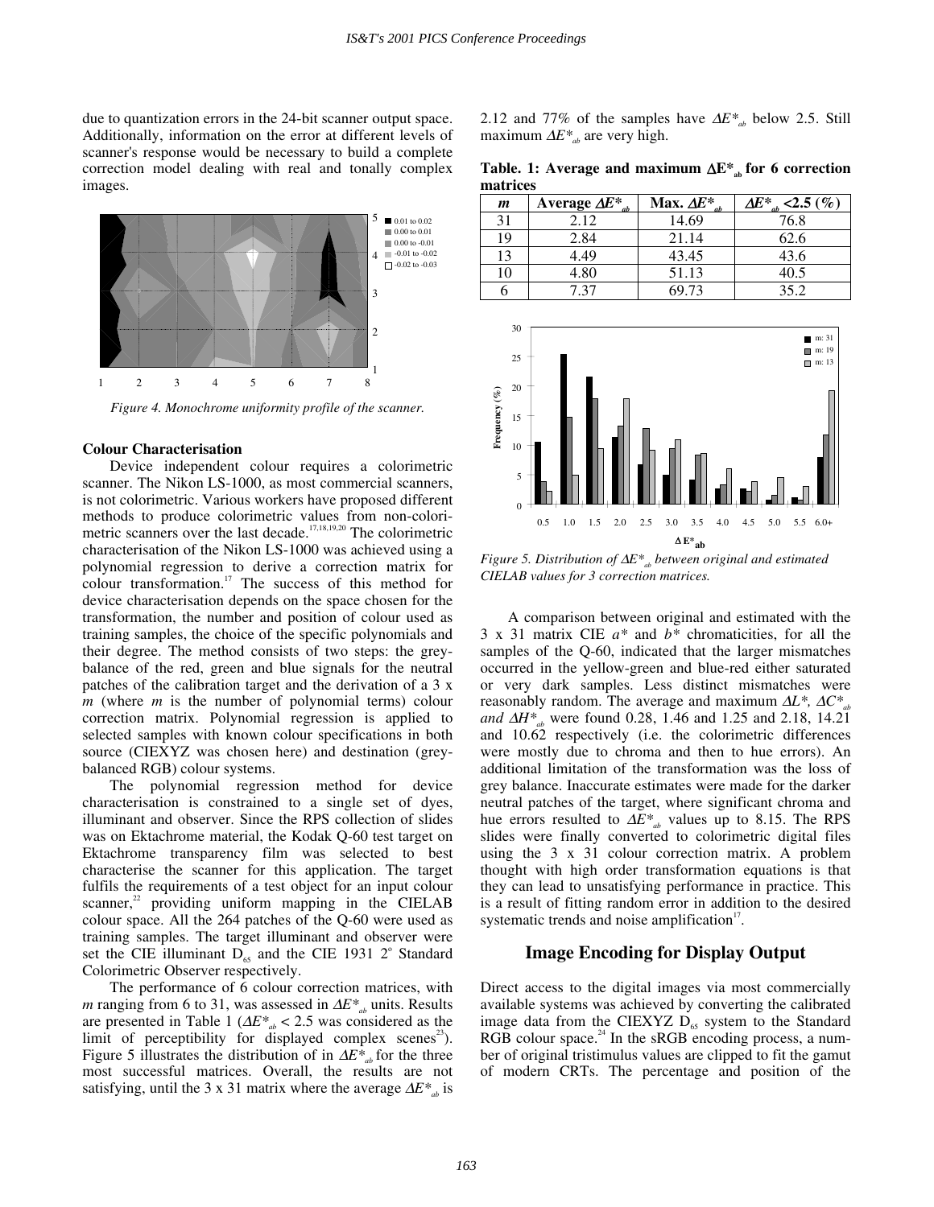due to quantization errors in the 24-bit scanner output space. Additionally, information on the error at different levels of scanner's response would be necessary to build a complete correction model dealing with real and tonally complex images.

*Figure 4. Monochrome uniformity profile of the scanner.*

**Colour Characterisation**

Device independent colour requires a colorimetric scanner. The Nikon LS-1000, as most commercial scanners, is not colorimetric. Various workers have proposed different methods to produce colorimetric values from non-colorimetric scanners over the last decade.[17,18,19,20] The colorimetric characterisation of the Nikon LS-1000 was achieved using a polynomial regression to derive a correction matrix for colour transformation.[17] The success of this method for device characterisation depends on the space chosen for the transformation, the number and position of colour used as training samples, the choice of the specific polynomials and their degree. The method consists of two steps: the grey-balance of the red, green and blue signals for the neutral patches of the calibration target and the derivation of a 3 x *m* (where *m* is the number of polynomial terms) colour correction matrix. Polynomial regression is applied to selected samples with known colour specifications in both source (CIEXYZ was chosen here) and destination (grey-balanced RGB) colour systems.

The polynomial regression method for device characterisation is constrained to a single set of dyes, illuminant and observer. Since the RPS collection of slides was on Ektachrome material, the Kodak Q-60 test target on Ektachrome transparency film was selected to best characterise the scanner for this application. The target fulfils the requirements of a test object for an input colour scanner,[22] providing uniform mapping in the CIELAB colour space. All the 264 patches of the Q-60 were used as training samples. The target illuminant and observer were set the CIE illuminant $D_{65}$ and the CIE 1931 2° Standard Colorimetric Observer respectively.

The performance of 6 colour correction matrices, with *m* ranging from 6 to 31, was assessed in $\Delta E^*_{ab}$ units. Results are presented in Table 1 ($\Delta E^*_{ab} < 2.5$ was considered as the limit of perceptibility for displayed complex scenes[23]). Figure 5 illustrates the distribution of in $\Delta E^*_{ab}$ for the three most successful matrices. Overall, the results are not satisfying, until the 3 x 31 matrix where the average $\Delta E^*_{ab}$ is 2.12 and 77% of the samples have $\Delta E^*_{ab}$ below 2.5. Still maximum $\Delta E^*_{ab}$ are very high.

**Table. 1: Average and maximum $\Delta E^*_{ab}$ for 6 correction matrices**

| *m* | Average $\Delta E^*_{ab}$ | Max. $\Delta E^*_{ab}$ | $\Delta E^*_{ab}$ <2.5 (%) |
|---|---|---|---|
| 31 | 2.12 | 14.69 | 76.8 |
| 19 | 2.84 | 21.14 | 62.6 |
| 13 | 4.49 | 43.45 | 43.6 |
| 10 | 4.80 | 51.13 | 40.5 |
| 6 | 7.37 | 69.73 | 35.2 |

*Figure 5. Distribution of $\Delta E^*_{ab}$ between original and estimated CIELAB values for 3 correction matrices.*

A comparison between original and estimated with the 3 x 31 matrix CIE *a\** and *b\** chromaticities, for all the samples of the Q-60, indicated that the larger mismatches occurred in the yellow-green and blue-red either saturated or very dark samples. Less distinct mismatches were reasonably random. The average and maximum $\Delta L^*$, $\Delta C^*_{ab}$ and $\Delta H^*_{ab}$ were found 0.28, 1.46 and 1.25 and 2.18, 14.21 and 10.62 respectively (i.e. the colorimetric differences were mostly due to chroma and then to hue errors). An additional limitation of the transformation was the loss of grey balance. Inaccurate estimates were made for the darker neutral patches of the target, where significant chroma and hue errors resulted to $\Delta E^*_{ab}$ values up to 8.15. The RPS slides were finally converted to colorimetric digital files using the 3 x 31 colour correction matrix. A problem thought with high order transformation equations is that they can lead to unsatisfying performance in practice. This is a result of fitting random error in addition to the desired systematic trends and noise amplification[17].

## Image Encoding for Display Output

Direct access to the digital images via most commercially available systems was achieved by converting the calibrated image data from the CIEXYZ $D_{65}$ system to the Standard RGB colour space.[24] In the sRGB encoding process, a number of original tristimulus values are clipped to fit the gamut of modern CRTs. The percentage and position of the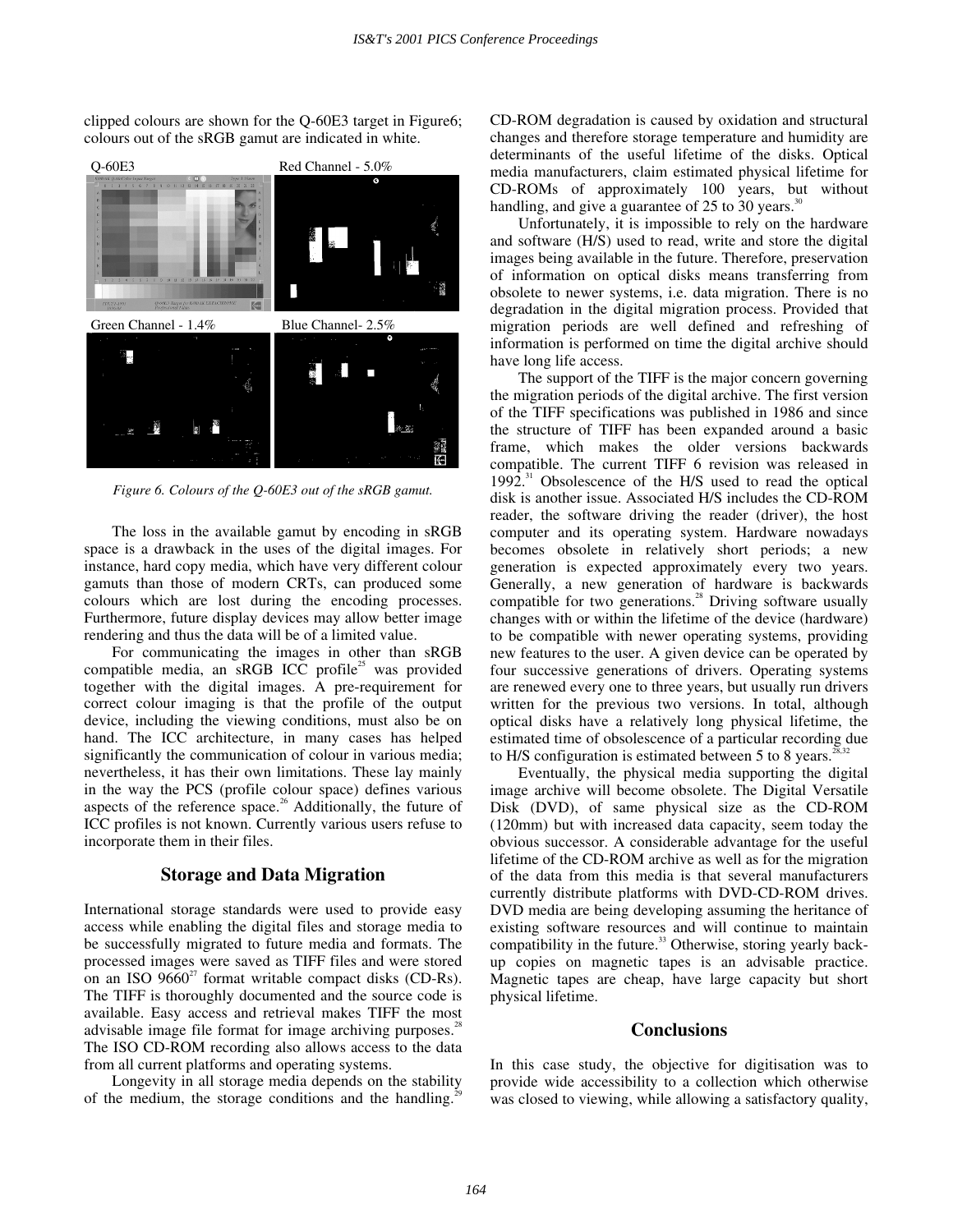clipped colours are shown for the Q-60E3 target in Figure6; colours out of the sRGB gamut are indicated in white.

Figure 6. Colours of the Q-60E3 out of the sRGB gamut.

The loss in the available gamut by encoding in sRGB space is a drawback in the uses of the digital images. For instance, hard copy media, which have very different colour gamuts than those of modern CRTs, can produced some colours which are lost during the encoding processes. Furthermore, future display devices may allow better image rendering and thus the data will be of a limited value.

For communicating the images in other than sRGB compatible media, an sRGB ICC profile[25] was provided together with the digital images. A pre-requirement for correct colour imaging is that the profile of the output device, including the viewing conditions, must also be on hand. The ICC architecture, in many cases has helped significantly the communication of colour in various media; nevertheless, it has their own limitations. These lay mainly in the way the PCS (profile colour space) defines various aspects of the reference space.[26] Additionally, the future of ICC profiles is not known. Currently various users refuse to incorporate them in their files.

## Storage and Data Migration

International storage standards were used to provide easy access while enabling the digital files and storage media to be successfully migrated to future media and formats. The processed images were saved as TIFF files and were stored on an ISO 9660[27] format writable compact disks (CD-Rs). The TIFF is thoroughly documented and the source code is available. Easy access and retrieval makes TIFF the most advisable image file format for image archiving purposes.[28] The ISO CD-ROM recording also allows access to the data from all current platforms and operating systems.

Longevity in all storage media depends on the stability of the medium, the storage conditions and the handling.[29] CD-ROM degradation is caused by oxidation and structural changes and therefore storage temperature and humidity are determinants of the useful lifetime of the disks. Optical media manufacturers, claim estimated physical lifetime for CD-ROMs of approximately 100 years, but without handling, and give a guarantee of 25 to 30 years.[30]

Unfortunately, it is impossible to rely on the hardware and software (H/S) used to read, write and store the digital images being available in the future. Therefore, preservation of information on optical disks means transferring from obsolete to newer systems, i.e. data migration. There is no degradation in the digital migration process. Provided that migration periods are well defined and refreshing of information is performed on time the digital archive should have long life access.

The support of the TIFF is the major concern governing the migration periods of the digital archive. The first version of the TIFF specifications was published in 1986 and since the structure of TIFF has been expanded around a basic frame, which makes the older versions backwards compatible. The current TIFF 6 revision was released in 1992.[31] Obsolescence of the H/S used to read the optical disk is another issue. Associated H/S includes the CD-ROM reader, the software driving the reader (driver), the host computer and its operating system. Hardware nowadays becomes obsolete in relatively short periods; a new generation is expected approximately every two years. Generally, a new generation of hardware is backwards compatible for two generations.[28] Driving software usually changes with or within the lifetime of the device (hardware) to be compatible with newer operating systems, providing new features to the user. A given device can be operated by four successive generations of drivers. Operating systems are renewed every one to three years, but usually run drivers written for the previous two versions. In total, although optical disks have a relatively long physical lifetime, the estimated time of obsolescence of a particular recording due to H/S configuration is estimated between 5 to 8 years.[28,32]

Eventually, the physical media supporting the digital image archive will become obsolete. The Digital Versatile Disk (DVD), of same physical size as the CD-ROM (120mm) but with increased data capacity, seem today the obvious successor. A considerable advantage for the useful lifetime of the CD-ROM archive as well as for the migration of the data from this media is that several manufacturers currently distribute platforms with DVD-CD-ROM drives. DVD media are being developing assuming the heritance of existing software resources and will continue to maintain compatibility in the future.[33] Otherwise, storing yearly back-up copies on magnetic tapes is an advisable practice. Magnetic tapes are cheap, have large capacity but short physical lifetime.

## Conclusions

In this case study, the objective for digitisation was to provide wide accessibility to a collection which otherwise was closed to viewing, while allowing a satisfactory quality,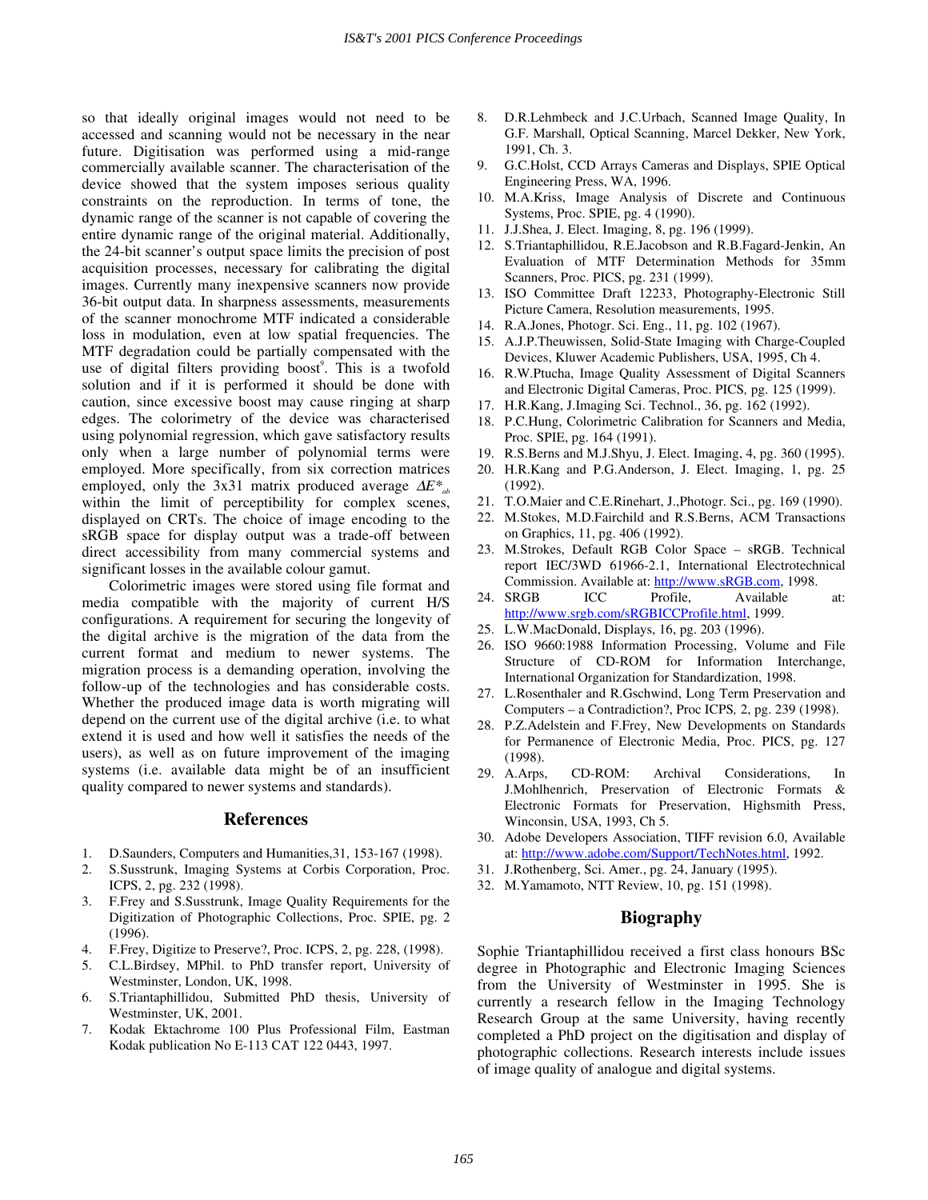so that ideally original images would not need to be accessed and scanning would not be necessary in the near future. Digitisation was performed using a mid-range commercially available scanner. The characterisation of the device showed that the system imposes serious quality constraints on the reproduction. In terms of tone, the dynamic range of the scanner is not capable of covering the entire dynamic range of the original material. Additionally, the 24-bit scanner's output space limits the precision of post acquisition processes, necessary for calibrating the digital images. Currently many inexpensive scanners now provide 36-bit output data. In sharpness assessments, measurements of the scanner monochrome MTF indicated a considerable loss in modulation, even at low spatial frequencies. The MTF degradation could be partially compensated with the use of digital filters providing boost[9]. This is a twofold solution and if it is performed it should be done with caution, since excessive boost may cause ringing at sharp edges. The colorimetry of the device was characterised using polynomial regression, which gave satisfactory results only when a large number of polynomial terms were employed. More specifically, from six correction matrices employed, only the 3x31 matrix produced average $\Delta E^*_{ab}$ within the limit of perceptibility for complex scenes, displayed on CRTs. The choice of image encoding to the sRGB space for display output was a trade-off between direct accessibility from many commercial systems and significant losses in the available colour gamut.

Colorimetric images were stored using file format and media compatible with the majority of current H/S configurations. A requirement for securing the longevity of the digital archive is the migration of the data from the current format and medium to newer systems. The migration process is a demanding operation, involving the follow-up of the technologies and has considerable costs. Whether the produced image data is worth migrating will depend on the current use of the digital archive (i.e. to what extend it is used and how well it satisfies the needs of the users), as well as on future improvement of the imaging systems (i.e. available data might be of an insufficient quality compared to newer systems and standards).

## References

1. D.Saunders, Computers and Humanities,31, 153-167 (1998).
2. S.Susstrunk, Imaging Systems at Corbis Corporation, Proc. ICPS, 2, pg. 232 (1998).
3. F.Frey and S.Susstrunk, Image Quality Requirements for the Digitization of Photographic Collections, Proc. SPIE, pg. 2 (1996).
4. F.Frey, Digitize to Preserve?, Proc. ICPS, 2, pg. 228, (1998).
5. C.L.Birdsey, MPhil. to PhD transfer report, University of Westminster, London, UK, 1998.
6. S.Triantaphillidou, Submitted PhD thesis, University of Westminster, UK, 2001.
7. Kodak Ektachrome 100 Plus Professional Film, Eastman Kodak publication No E-113 CAT 122 0443, 1997.
8. D.R.Lehmbeck and J.C.Urbach, Scanned Image Quality, In G.F. Marshall, Optical Scanning, Marcel Dekker, New York, 1991, Ch. 3.
9. G.C.Holst, CCD Arrays Cameras and Displays, SPIE Optical Engineering Press, WA, 1996.
10. M.A.Kriss, Image Analysis of Discrete and Continuous Systems, Proc. SPIE, pg. 4 (1990).
11. J.J.Shea, J. Elect. Imaging, 8, pg. 196 (1999).
12. S.Triantaphillidou, R.E.Jacobson and R.B.Fagard-Jenkin, An Evaluation of MTF Determination Methods for 35mm Scanners, Proc. PICS, pg. 231 (1999).
13. ISO Committee Draft 12233, Photography-Electronic Still Picture Camera, Resolution measurements, 1995.
14. R.A.Jones, Photogr. Sci. Eng., 11, pg. 102 (1967).
15. A.J.P.Theuwissen, Solid-State Imaging with Charge-Coupled Devices, Kluwer Academic Publishers, USA, 1995, Ch 4.
16. R.W.Ptucha, Image Quality Assessment of Digital Scanners and Electronic Digital Cameras, Proc. PICS, pg. 125 (1999).
17. H.R.Kang, J.Imaging Sci. Technol., 36, pg. 162 (1992).
18. P.C.Hung, Colorimetric Calibration for Scanners and Media, Proc. SPIE, pg. 164 (1991).
19. R.S.Berns and M.J.Shyu, J. Elect. Imaging, 4, pg. 360 (1995).
20. H.R.Kang and P.G.Anderson, J. Elect. Imaging, 1, pg. 25 (1992).
21. T.O.Maier and C.E.Rinehart, J.,Photogr. Sci., pg. 169 (1990).
22. M.Stokes, M.D.Fairchild and R.S.Berns, ACM Transactions on Graphics, 11, pg. 406 (1992).
23. M.Strokes, Default RGB Color Space – sRGB. Technical report IEC/3WD 61966-2.1, International Electrotechnical Commission. Available at: http://www.sRGB.com, 1998.
24. SRGB ICC Profile, Available at: http://www.srgb.com/sRGBICCProfile.html, 1999.
25. L.W.MacDonald, Displays, 16, pg. 203 (1996).
26. ISO 9660:1988 Information Processing, Volume and File Structure of CD-ROM for Information Interchange, International Organization for Standardization, 1998.
27. L.Rosenthaler and R.Gschwind, Long Term Preservation and Computers – a Contradiction?, Proc ICPS, 2, pg. 239 (1998).
28. P.Z.Adelstein and F.Frey, New Developments on Standards for Permanence of Electronic Media, Proc. PICS, pg. 127 (1998).
29. A.Arps, CD-ROM: Archival Considerations, In J.Mohlhenrich, Preservation of Electronic Formats & Electronic Formats for Preservation, Highsmith Press, Winconsin, USA, 1993, Ch 5.
30. Adobe Developers Association, TIFF revision 6.0, Available at: http://www.adobe.com/Support/TechNotes.html, 1992.
31. J.Rothenberg, Sci. Amer., pg. 24, January (1995).
32. M.Yamamoto, NTT Review, 10, pg. 151 (1998).

## Biography

Sophie Triantaphillidou received a first class honours BSc degree in Photographic and Electronic Imaging Sciences from the University of Westminster in 1995. She is currently a research fellow in the Imaging Technology Research Group at the same University, having recently completed a PhD project on the digitisation and display of photographic collections. Research interests include issues of image quality of analogue and digital systems.